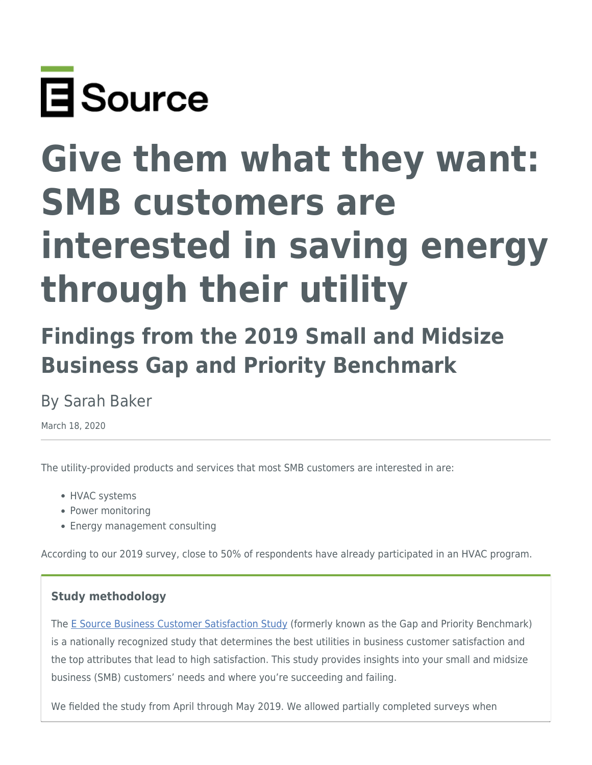E Source

# Give them what they want: SMB customers are interested in saving energy through their utility

## Findings from the 2019 Small and Midsize Business Gap and Priority Benchmark

By Sarah Baker

March 18, 2020

---

The utility-provided products and services that most SMB customers are interested in are:

- HVAC systems
- Power monitoring
- Energy management consulting

According to our 2019 survey, close to 50% of respondents have already participated in an HVAC program.

### Study methodology

The E Source Business Customer Satisfaction Study (formerly known as the Gap and Priority Benchmark) is a nationally recognized study that determines the best utilities in business customer satisfaction and the top attributes that lead to high satisfaction. This study provides insights into your small and midsize business (SMB) customers' needs and where you're succeeding and failing.

We fielded the study from April through May 2019. We allowed partially completed surveys when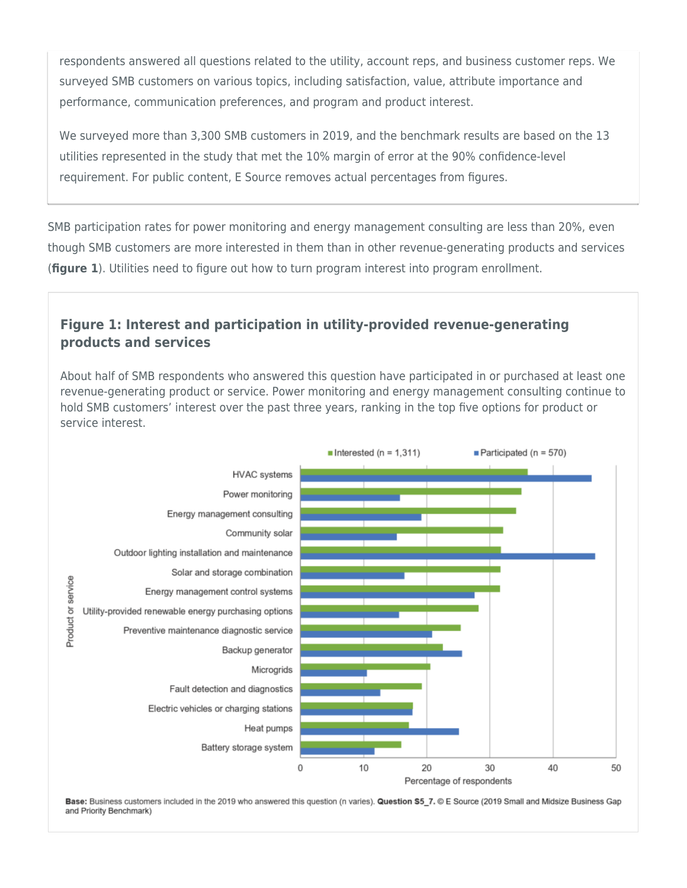respondents answered all questions related to the utility, account reps, and business customer reps. We surveyed SMB customers on various topics, including satisfaction, value, attribute importance and performance, communication preferences, and program and product interest.

We surveyed more than 3,300 SMB customers in 2019, and the benchmark results are based on the 13 utilities represented in the study that met the 10% margin of error at the 90% confidence-level requirement. For public content, E Source removes actual percentages from figures.

SMB participation rates for power monitoring and energy management consulting are less than 20%, even though SMB customers are more interested in them than in other revenue-generating products and services (**figure 1**). Utilities need to figure out how to turn program interest into program enrollment.

### Figure 1: Interest and participation in utility-provided revenue-generating products and services

About half of SMB respondents who answered this question have participated in or purchased at least one revenue-generating product or service. Power monitoring and energy management consulting continue to hold SMB customers' interest over the past three years, ranking in the top five options for product or service interest.

**Base:** Business customers included in the 2019 who answered this question (n varies). **Question S5_7.** © E Source (2019 Small and Midsize Business Gap and Priority Benchmark)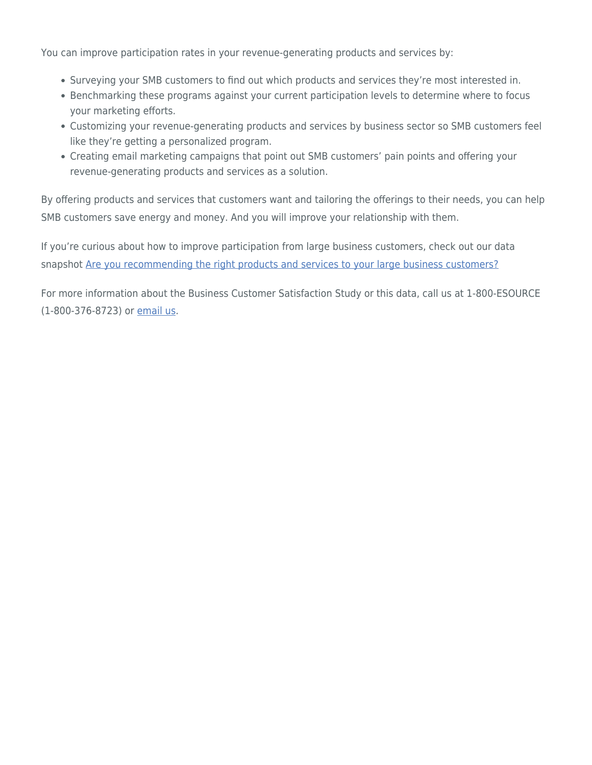You can improve participation rates in your revenue-generating products and services by:

- Surveying your SMB customers to find out which products and services they're most interested in.
- Benchmarking these programs against your current participation levels to determine where to focus your marketing efforts.
- Customizing your revenue-generating products and services by business sector so SMB customers feel like they're getting a personalized program.
- Creating email marketing campaigns that point out SMB customers' pain points and offering your revenue-generating products and services as a solution.

By offering products and services that customers want and tailoring the offerings to their needs, you can help SMB customers save energy and money. And you will improve your relationship with them.

If you're curious about how to improve participation from large business customers, check out our data snapshot Are you recommending the right products and services to your large business customers?

For more information about the Business Customer Satisfaction Study or this data, call us at 1-800-ESOURCE (1-800-376-8723) or email us.